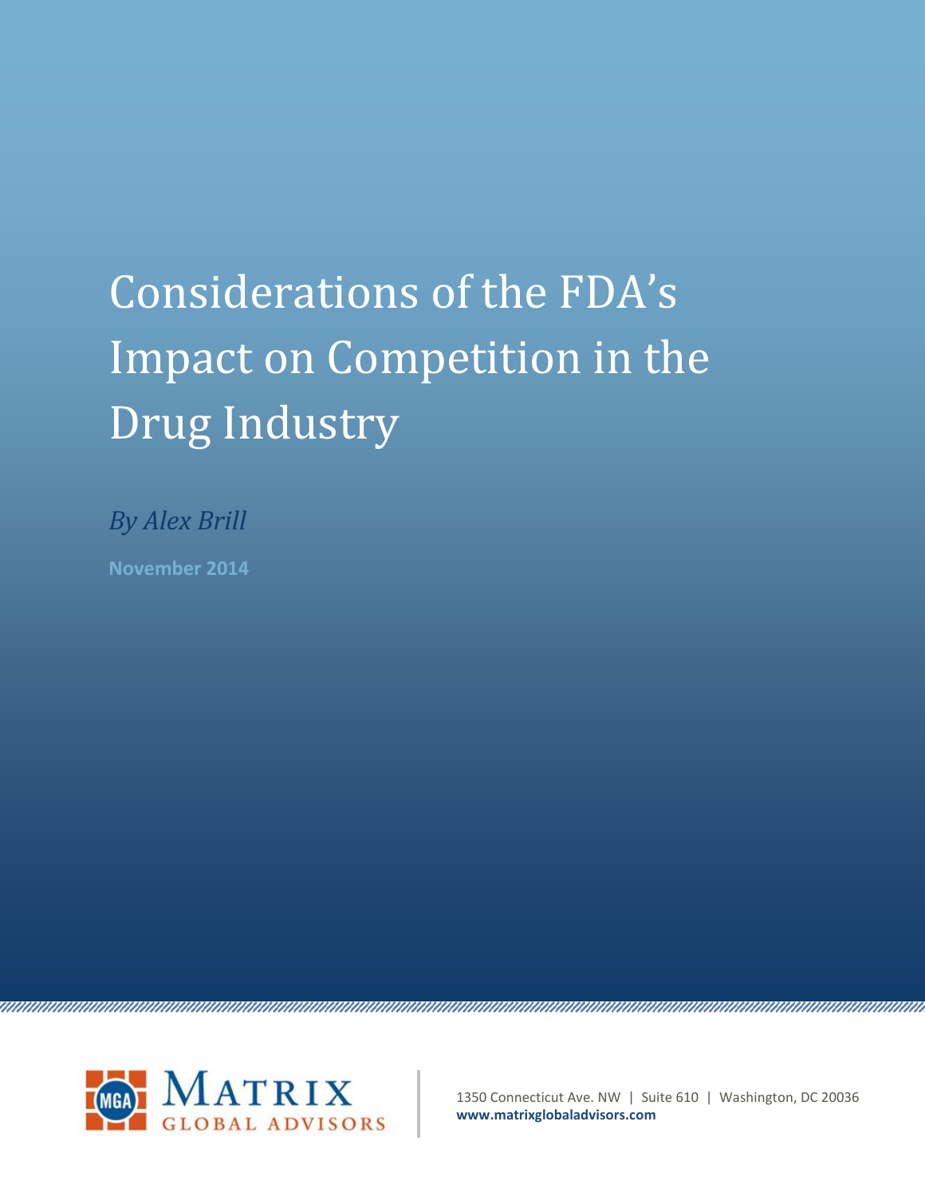# Considerations of the FDA's Impact on Competition in the Drug Industry

*By Alex Brill*

**November 2014**

MGA Matrix Global Advisors

1350 Connecticut Ave. NW | Suite 610 | Washington, DC 20036
**www.matrixglobaladvisors.com**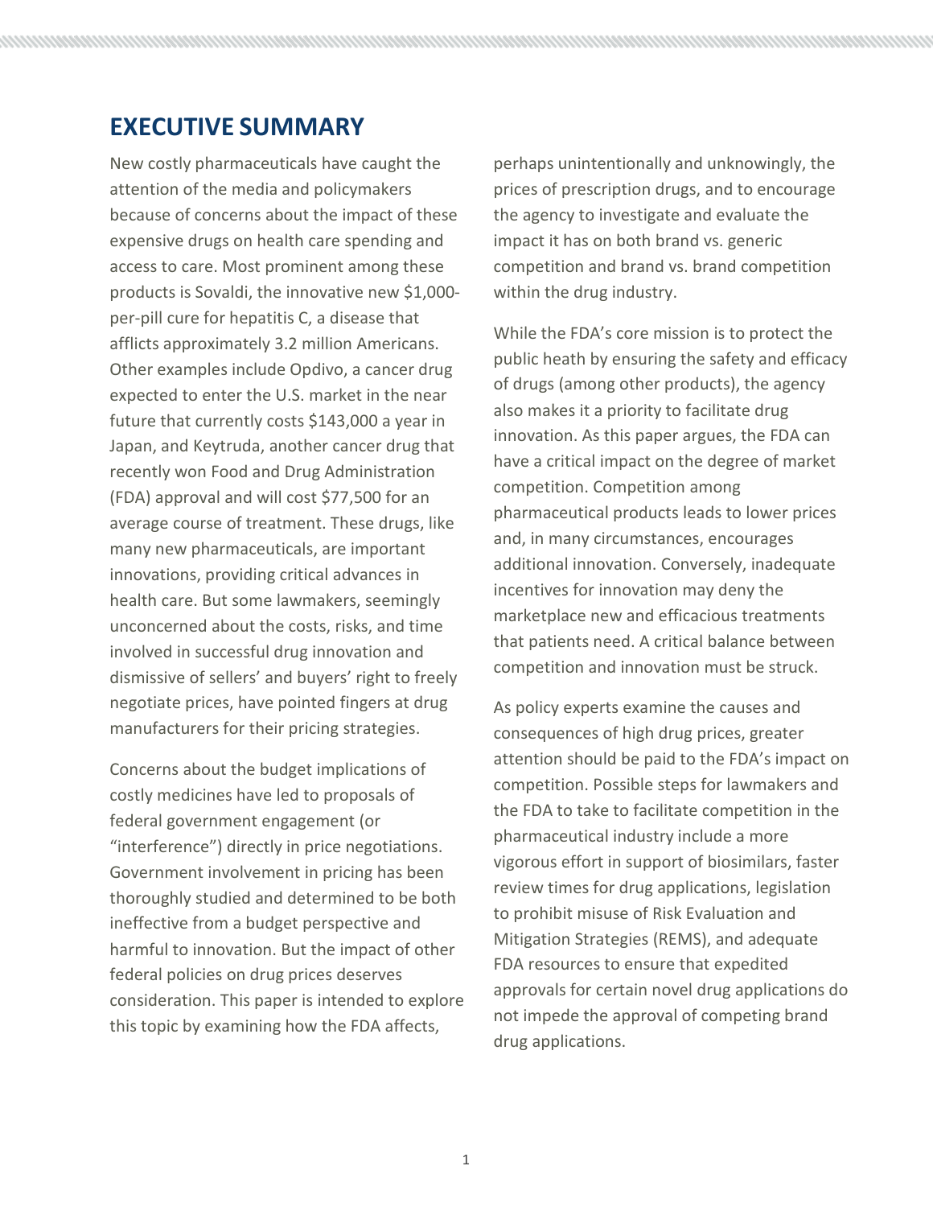## EXECUTIVE SUMMARY

New costly pharmaceuticals have caught the attention of the media and policymakers because of concerns about the impact of these expensive drugs on health care spending and access to care. Most prominent among these products is Sovaldi, the innovative new $1,000-per-pill cure for hepatitis C, a disease that afflicts approximately 3.2 million Americans. Other examples include Opdivo, a cancer drug expected to enter the U.S. market in the near future that currently costs $143,000 a year in Japan, and Keytruda, another cancer drug that recently won Food and Drug Administration (FDA) approval and will cost $77,500 for an average course of treatment. These drugs, like many new pharmaceuticals, are important innovations, providing critical advances in health care. But some lawmakers, seemingly unconcerned about the costs, risks, and time involved in successful drug innovation and dismissive of sellers' and buyers' right to freely negotiate prices, have pointed fingers at drug manufacturers for their pricing strategies.

Concerns about the budget implications of costly medicines have led to proposals of federal government engagement (or "interference") directly in price negotiations. Government involvement in pricing has been thoroughly studied and determined to be both ineffective from a budget perspective and harmful to innovation. But the impact of other federal policies on drug prices deserves consideration. This paper is intended to explore this topic by examining how the FDA affects, perhaps unintentionally and unknowingly, the prices of prescription drugs, and to encourage the agency to investigate and evaluate the impact it has on both brand vs. generic competition and brand vs. brand competition within the drug industry.

While the FDA's core mission is to protect the public heath by ensuring the safety and efficacy of drugs (among other products), the agency also makes it a priority to facilitate drug innovation. As this paper argues, the FDA can have a critical impact on the degree of market competition. Competition among pharmaceutical products leads to lower prices and, in many circumstances, encourages additional innovation. Conversely, inadequate incentives for innovation may deny the marketplace new and efficacious treatments that patients need. A critical balance between competition and innovation must be struck.

As policy experts examine the causes and consequences of high drug prices, greater attention should be paid to the FDA's impact on competition. Possible steps for lawmakers and the FDA to take to facilitate competition in the pharmaceutical industry include a more vigorous effort in support of biosimilars, faster review times for drug applications, legislation to prohibit misuse of Risk Evaluation and Mitigation Strategies (REMS), and adequate FDA resources to ensure that expedited approvals for certain novel drug applications do not impede the approval of competing brand drug applications.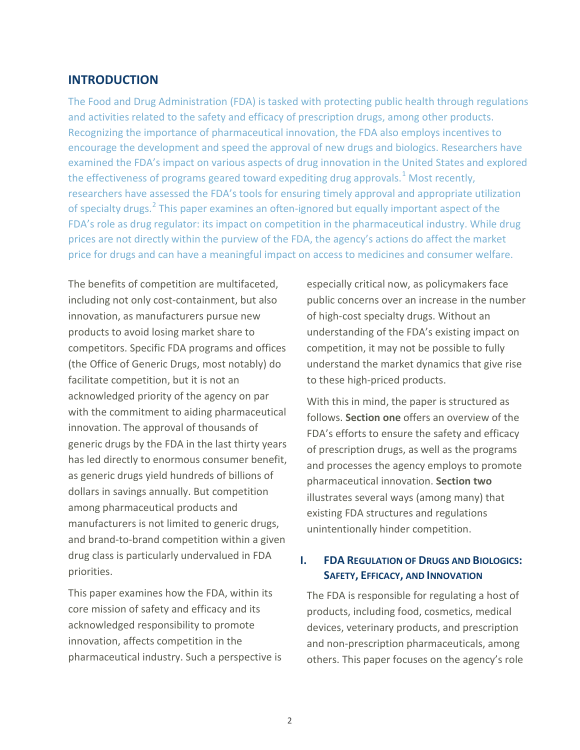## INTRODUCTION

The Food and Drug Administration (FDA) is tasked with protecting public health through regulations and activities related to the safety and efficacy of prescription drugs, among other products. Recognizing the importance of pharmaceutical innovation, the FDA also employs incentives to encourage the development and speed the approval of new drugs and biologics. Researchers have examined the FDA's impact on various aspects of drug innovation in the United States and explored the effectiveness of programs geared toward expediting drug approvals.[1] Most recently, researchers have assessed the FDA's tools for ensuring timely approval and appropriate utilization of specialty drugs.[2] This paper examines an often-ignored but equally important aspect of the FDA's role as drug regulator: its impact on competition in the pharmaceutical industry. While drug prices are not directly within the purview of the FDA, the agency's actions do affect the market price for drugs and can have a meaningful impact on access to medicines and consumer welfare.

The benefits of competition are multifaceted, including not only cost-containment, but also innovation, as manufacturers pursue new products to avoid losing market share to competitors. Specific FDA programs and offices (the Office of Generic Drugs, most notably) do facilitate competition, but it is not an acknowledged priority of the agency on par with the commitment to aiding pharmaceutical innovation. The approval of thousands of generic drugs by the FDA in the last thirty years has led directly to enormous consumer benefit, as generic drugs yield hundreds of billions of dollars in savings annually. But competition among pharmaceutical products and manufacturers is not limited to generic drugs, and brand-to-brand competition within a given drug class is particularly undervalued in FDA priorities.

This paper examines how the FDA, within its core mission of safety and efficacy and its acknowledged responsibility to promote innovation, affects competition in the pharmaceutical industry. Such a perspective is especially critical now, as policymakers face public concerns over an increase in the number of high-cost specialty drugs. Without an understanding of the FDA's existing impact on competition, it may not be possible to fully understand the market dynamics that give rise to these high-priced products.

With this in mind, the paper is structured as follows. **Section one** offers an overview of the FDA's efforts to ensure the safety and efficacy of prescription drugs, as well as the programs and processes the agency employs to promote pharmaceutical innovation. **Section two** illustrates several ways (among many) that existing FDA structures and regulations unintentionally hinder competition.

## I. FDA Regulation of Drugs and Biologics: Safety, Efficacy, and Innovation

The FDA is responsible for regulating a host of products, including food, cosmetics, medical devices, veterinary products, and prescription and non-prescription pharmaceuticals, among others. This paper focuses on the agency's role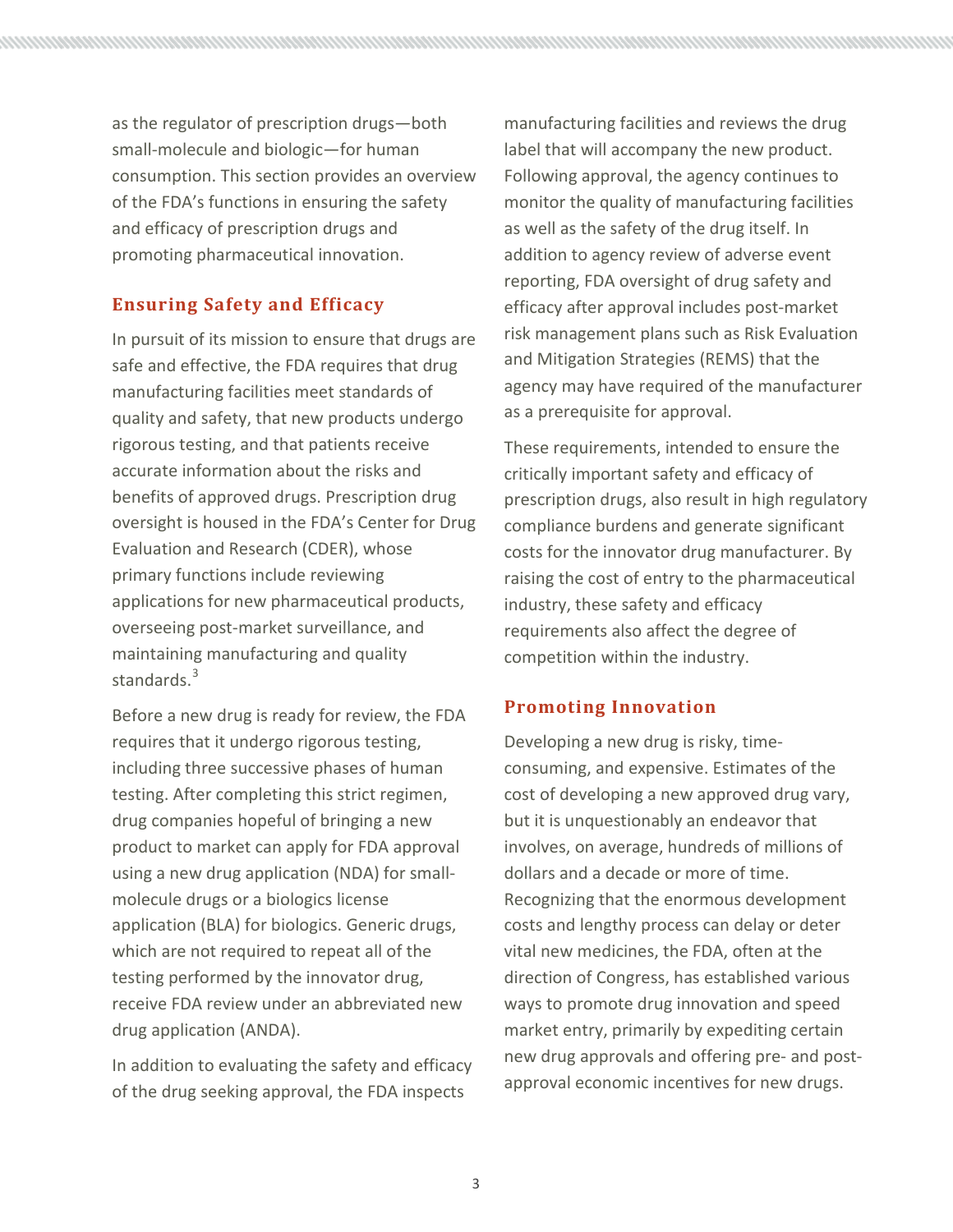as the regulator of prescription drugs—both small-molecule and biologic—for human consumption. This section provides an overview of the FDA's functions in ensuring the safety and efficacy of prescription drugs and promoting pharmaceutical innovation.

## Ensuring Safety and Efficacy

In pursuit of its mission to ensure that drugs are safe and effective, the FDA requires that drug manufacturing facilities meet standards of quality and safety, that new products undergo rigorous testing, and that patients receive accurate information about the risks and benefits of approved drugs. Prescription drug oversight is housed in the FDA's Center for Drug Evaluation and Research (CDER), whose primary functions include reviewing applications for new pharmaceutical products, overseeing post-market surveillance, and maintaining manufacturing and quality standards.[3]

Before a new drug is ready for review, the FDA requires that it undergo rigorous testing, including three successive phases of human testing. After completing this strict regimen, drug companies hopeful of bringing a new product to market can apply for FDA approval using a new drug application (NDA) for small-molecule drugs or a biologics license application (BLA) for biologics. Generic drugs, which are not required to repeat all of the testing performed by the innovator drug, receive FDA review under an abbreviated new drug application (ANDA).

In addition to evaluating the safety and efficacy of the drug seeking approval, the FDA inspects manufacturing facilities and reviews the drug label that will accompany the new product. Following approval, the agency continues to monitor the quality of manufacturing facilities as well as the safety of the drug itself. In addition to agency review of adverse event reporting, FDA oversight of drug safety and efficacy after approval includes post-market risk management plans such as Risk Evaluation and Mitigation Strategies (REMS) that the agency may have required of the manufacturer as a prerequisite for approval.

These requirements, intended to ensure the critically important safety and efficacy of prescription drugs, also result in high regulatory compliance burdens and generate significant costs for the innovator drug manufacturer. By raising the cost of entry to the pharmaceutical industry, these safety and efficacy requirements also affect the degree of competition within the industry.

## Promoting Innovation

Developing a new drug is risky, time-consuming, and expensive. Estimates of the cost of developing a new approved drug vary, but it is unquestionably an endeavor that involves, on average, hundreds of millions of dollars and a decade or more of time. Recognizing that the enormous development costs and lengthy process can delay or deter vital new medicines, the FDA, often at the direction of Congress, has established various ways to promote drug innovation and speed market entry, primarily by expediting certain new drug approvals and offering pre- and post-approval economic incentives for new drugs.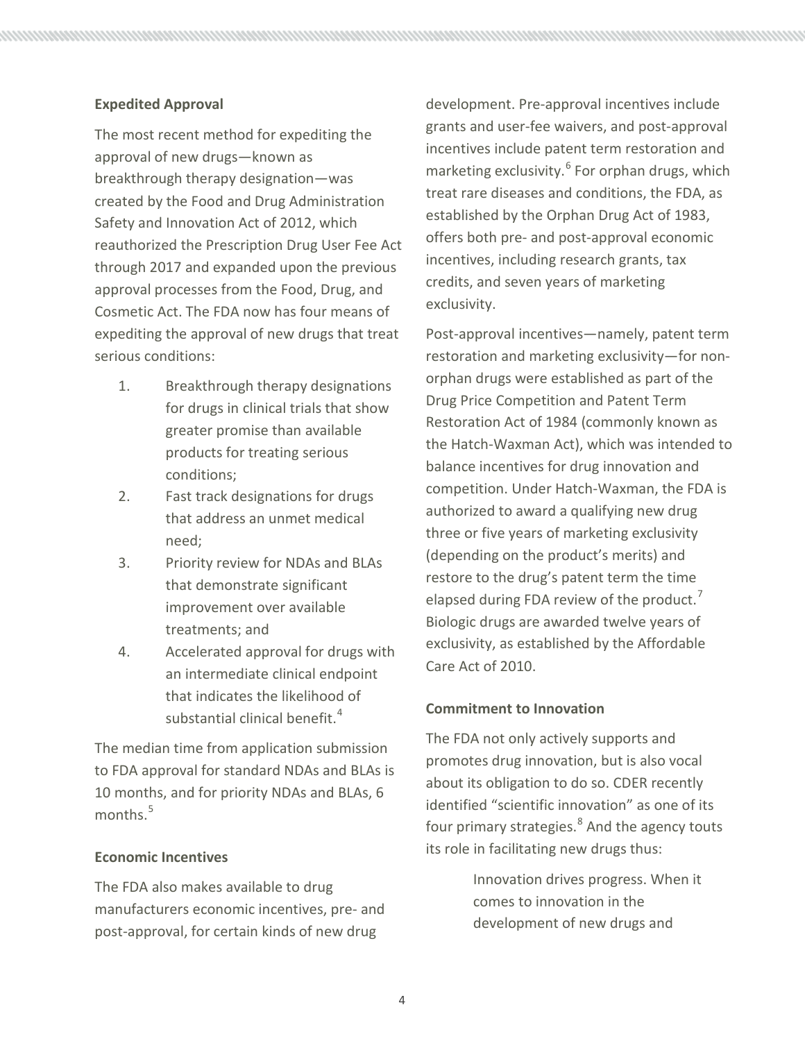### Expedited Approval

The most recent method for expediting the approval of new drugs—known as breakthrough therapy designation—was created by the Food and Drug Administration Safety and Innovation Act of 2012, which reauthorized the Prescription Drug User Fee Act through 2017 and expanded upon the previous approval processes from the Food, Drug, and Cosmetic Act. The FDA now has four means of expediting the approval of new drugs that treat serious conditions:

1. Breakthrough therapy designations for drugs in clinical trials that show greater promise than available products for treating serious conditions;
2. Fast track designations for drugs that address an unmet medical need;
3. Priority review for NDAs and BLAs that demonstrate significant improvement over available treatments; and
4. Accelerated approval for drugs with an intermediate clinical endpoint that indicates the likelihood of substantial clinical benefit.[4]

The median time from application submission to FDA approval for standard NDAs and BLAs is 10 months, and for priority NDAs and BLAs, 6 months.[5]

### Economic Incentives

The FDA also makes available to drug manufacturers economic incentives, pre- and post-approval, for certain kinds of new drug development. Pre-approval incentives include grants and user-fee waivers, and post-approval incentives include patent term restoration and marketing exclusivity.[6] For orphan drugs, which treat rare diseases and conditions, the FDA, as established by the Orphan Drug Act of 1983, offers both pre- and post-approval economic incentives, including research grants, tax credits, and seven years of marketing exclusivity.

Post-approval incentives—namely, patent term restoration and marketing exclusivity—for non-orphan drugs were established as part of the Drug Price Competition and Patent Term Restoration Act of 1984 (commonly known as the Hatch-Waxman Act), which was intended to balance incentives for drug innovation and competition. Under Hatch-Waxman, the FDA is authorized to award a qualifying new drug three or five years of marketing exclusivity (depending on the product's merits) and restore to the drug's patent term the time elapsed during FDA review of the product.[7] Biologic drugs are awarded twelve years of exclusivity, as established by the Affordable Care Act of 2010.

### Commitment to Innovation

The FDA not only actively supports and promotes drug innovation, but is also vocal about its obligation to do so. CDER recently identified "scientific innovation" as one of its four primary strategies.[8] And the agency touts its role in facilitating new drugs thus:

> Innovation drives progress. When it comes to innovation in the development of new drugs and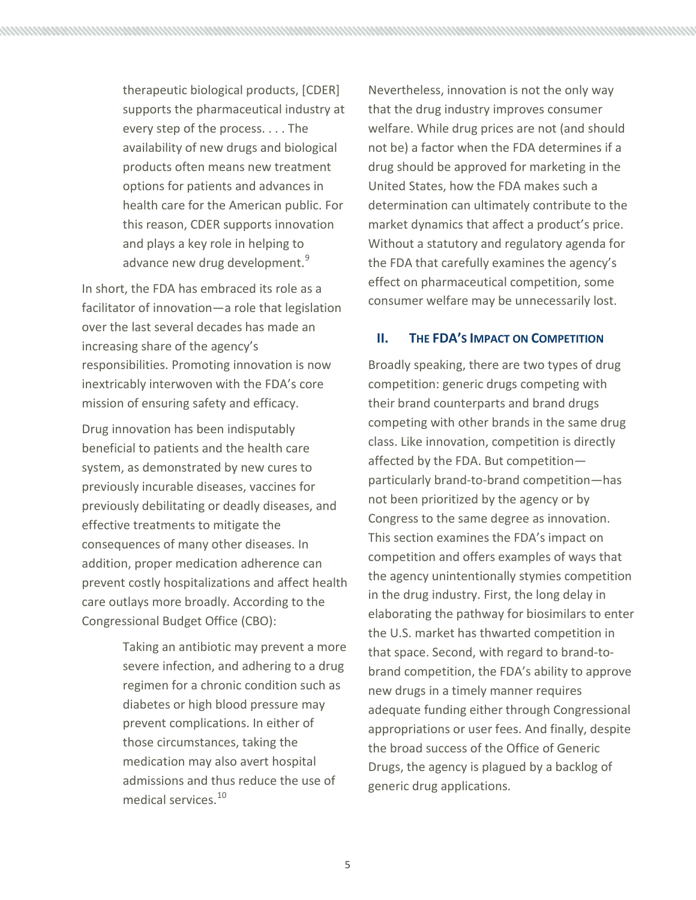> therapeutic biological products, [CDER] supports the pharmaceutical industry at every step of the process. . . . The availability of new drugs and biological products often means new treatment options for patients and advances in health care for the American public. For this reason, CDER supports innovation and plays a key role in helping to advance new drug development.[9]

In short, the FDA has embraced its role as a facilitator of innovation—a role that legislation over the last several decades has made an increasing share of the agency's responsibilities. Promoting innovation is now inextricably interwoven with the FDA's core mission of ensuring safety and efficacy.

Drug innovation has been indisputably beneficial to patients and the health care system, as demonstrated by new cures to previously incurable diseases, vaccines for previously debilitating or deadly diseases, and effective treatments to mitigate the consequences of many other diseases. In addition, proper medication adherence can prevent costly hospitalizations and affect health care outlays more broadly. According to the Congressional Budget Office (CBO):

> Taking an antibiotic may prevent a more severe infection, and adhering to a drug regimen for a chronic condition such as diabetes or high blood pressure may prevent complications. In either of those circumstances, taking the medication may also avert hospital admissions and thus reduce the use of medical services.[10]

Nevertheless, innovation is not the only way that the drug industry improves consumer welfare. While drug prices are not (and should not be) a factor when the FDA determines if a drug should be approved for marketing in the United States, how the FDA makes such a determination can ultimately contribute to the market dynamics that affect a product's price. Without a statutory and regulatory agenda for the FDA that carefully examines the agency's effect on pharmaceutical competition, some consumer welfare may be unnecessarily lost.

## II. The FDA's Impact on Competition

Broadly speaking, there are two types of drug competition: generic drugs competing with their brand counterparts and brand drugs competing with other brands in the same drug class. Like innovation, competition is directly affected by the FDA. But competition—particularly brand-to-brand competition—has not been prioritized by the agency or by Congress to the same degree as innovation. This section examines the FDA's impact on competition and offers examples of ways that the agency unintentionally stymies competition in the drug industry. First, the long delay in elaborating the pathway for biosimilars to enter the U.S. market has thwarted competition in that space. Second, with regard to brand-to-brand competition, the FDA's ability to approve new drugs in a timely manner requires adequate funding either through Congressional appropriations or user fees. And finally, despite the broad success of the Office of Generic Drugs, the agency is plagued by a backlog of generic drug applications.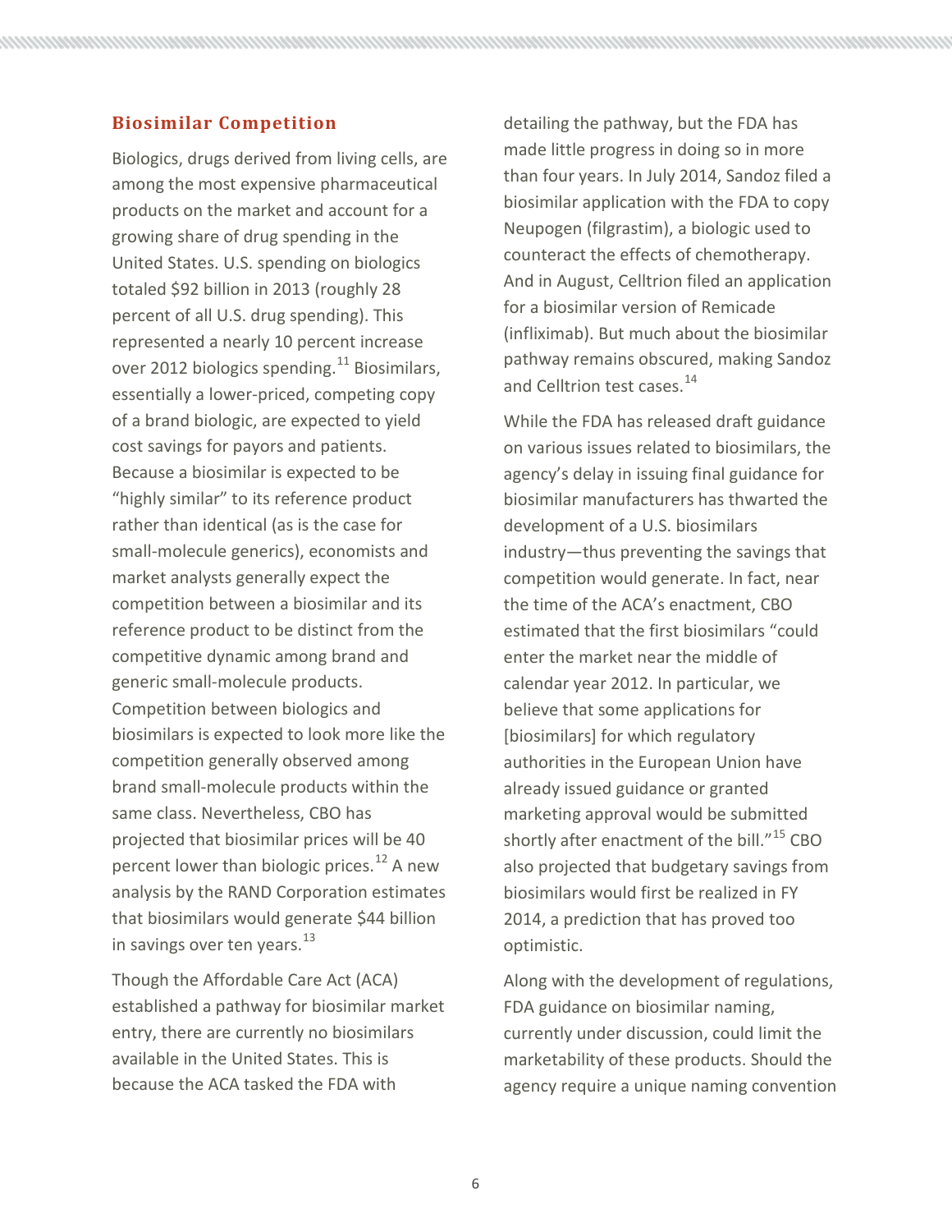## Biosimilar Competition

Biologics, drugs derived from living cells, are among the most expensive pharmaceutical products on the market and account for a growing share of drug spending in the United States. U.S. spending on biologics totaled $92 billion in 2013 (roughly 28 percent of all U.S. drug spending). This represented a nearly 10 percent increase over 2012 biologics spending.[11] Biosimilars, essentially a lower-priced, competing copy of a brand biologic, are expected to yield cost savings for payors and patients. Because a biosimilar is expected to be "highly similar" to its reference product rather than identical (as is the case for small-molecule generics), economists and market analysts generally expect the competition between a biosimilar and its reference product to be distinct from the competitive dynamic among brand and generic small-molecule products. Competition between biologics and biosimilars is expected to look more like the competition generally observed among brand small-molecule products within the same class. Nevertheless, CBO has projected that biosimilar prices will be 40 percent lower than biologic prices.[12] A new analysis by the RAND Corporation estimates that biosimilars would generate $44 billion in savings over ten years.[13]

Though the Affordable Care Act (ACA) established a pathway for biosimilar market entry, there are currently no biosimilars available in the United States. This is because the ACA tasked the FDA with detailing the pathway, but the FDA has made little progress in doing so in more than four years. In July 2014, Sandoz filed a biosimilar application with the FDA to copy Neupogen (filgrastim), a biologic used to counteract the effects of chemotherapy. And in August, Celltrion filed an application for a biosimilar version of Remicade (infliximab). But much about the biosimilar pathway remains obscured, making Sandoz and Celltrion test cases.[14]

While the FDA has released draft guidance on various issues related to biosimilars, the agency's delay in issuing final guidance for biosimilar manufacturers has thwarted the development of a U.S. biosimilars industry—thus preventing the savings that competition would generate. In fact, near the time of the ACA's enactment, CBO estimated that the first biosimilars "could enter the market near the middle of calendar year 2012. In particular, we believe that some applications for [biosimilars] for which regulatory authorities in the European Union have already issued guidance or granted marketing approval would be submitted shortly after enactment of the bill."[15] CBO also projected that budgetary savings from biosimilars would first be realized in FY 2014, a prediction that has proved too optimistic.

Along with the development of regulations, FDA guidance on biosimilar naming, currently under discussion, could limit the marketability of these products. Should the agency require a unique naming convention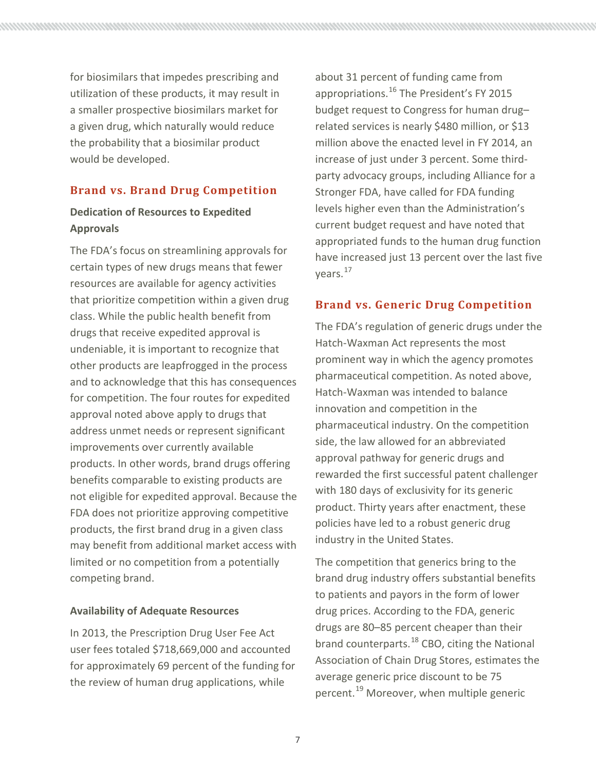for biosimilars that impedes prescribing and utilization of these products, it may result in a smaller prospective biosimilars market for a given drug, which naturally would reduce the probability that a biosimilar product would be developed.

## Brand vs. Brand Drug Competition

### Dedication of Resources to Expedited Approvals

The FDA's focus on streamlining approvals for certain types of new drugs means that fewer resources are available for agency activities that prioritize competition within a given drug class. While the public health benefit from drugs that receive expedited approval is undeniable, it is important to recognize that other products are leapfrogged in the process and to acknowledge that this has consequences for competition. The four routes for expedited approval noted above apply to drugs that address unmet needs or represent significant improvements over currently available products. In other words, brand drugs offering benefits comparable to existing products are not eligible for expedited approval. Because the FDA does not prioritize approving competitive products, the first brand drug in a given class may benefit from additional market access with limited or no competition from a potentially competing brand.

### Availability of Adequate Resources

In 2013, the Prescription Drug User Fee Act user fees totaled $718,669,000 and accounted for approximately 69 percent of the funding for the review of human drug applications, while about 31 percent of funding came from appropriations.[16] The President's FY 2015 budget request to Congress for human drug–related services is nearly $480 million, or $13 million above the enacted level in FY 2014, an increase of just under 3 percent. Some third-party advocacy groups, including Alliance for a Stronger FDA, have called for FDA funding levels higher even than the Administration's current budget request and have noted that appropriated funds to the human drug function have increased just 13 percent over the last five years.[17]

## Brand vs. Generic Drug Competition

The FDA's regulation of generic drugs under the Hatch-Waxman Act represents the most prominent way in which the agency promotes pharmaceutical competition. As noted above, Hatch-Waxman was intended to balance innovation and competition in the pharmaceutical industry. On the competition side, the law allowed for an abbreviated approval pathway for generic drugs and rewarded the first successful patent challenger with 180 days of exclusivity for its generic product. Thirty years after enactment, these policies have led to a robust generic drug industry in the United States.

The competition that generics bring to the brand drug industry offers substantial benefits to patients and payors in the form of lower drug prices. According to the FDA, generic drugs are 80–85 percent cheaper than their brand counterparts.[18] CBO, citing the National Association of Chain Drug Stores, estimates the average generic price discount to be 75 percent.[19] Moreover, when multiple generic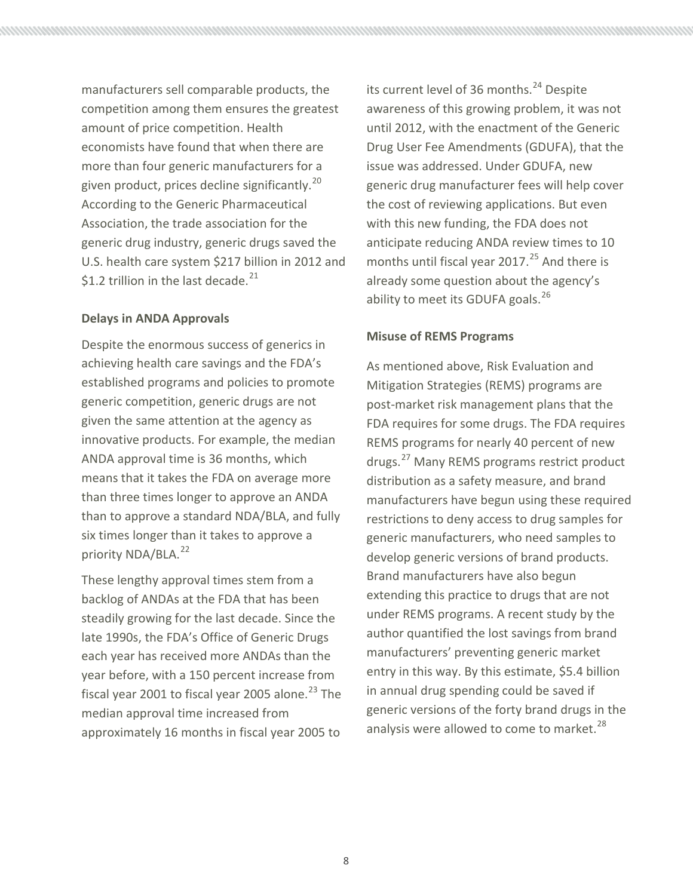manufacturers sell comparable products, the competition among them ensures the greatest amount of price competition. Health economists have found that when there are more than four generic manufacturers for a given product, prices decline significantly.[20] According to the Generic Pharmaceutical Association, the trade association for the generic drug industry, generic drugs saved the U.S. health care system $217 billion in 2012 and $1.2 trillion in the last decade.[21]

**Delays in ANDA Approvals**

Despite the enormous success of generics in achieving health care savings and the FDA's established programs and policies to promote generic competition, generic drugs are not given the same attention at the agency as innovative products. For example, the median ANDA approval time is 36 months, which means that it takes the FDA on average more than three times longer to approve an ANDA than to approve a standard NDA/BLA, and fully six times longer than it takes to approve a priority NDA/BLA.[22]

These lengthy approval times stem from a backlog of ANDAs at the FDA that has been steadily growing for the last decade. Since the late 1990s, the FDA's Office of Generic Drugs each year has received more ANDAs than the year before, with a 150 percent increase from fiscal year 2001 to fiscal year 2005 alone.[23] The median approval time increased from approximately 16 months in fiscal year 2005 to its current level of 36 months.[24] Despite awareness of this growing problem, it was not until 2012, with the enactment of the Generic Drug User Fee Amendments (GDUFA), that the issue was addressed. Under GDUFA, new generic drug manufacturer fees will help cover the cost of reviewing applications. But even with this new funding, the FDA does not anticipate reducing ANDA review times to 10 months until fiscal year 2017.[25] And there is already some question about the agency's ability to meet its GDUFA goals.[26]

**Misuse of REMS Programs**

As mentioned above, Risk Evaluation and Mitigation Strategies (REMS) programs are post-market risk management plans that the FDA requires for some drugs. The FDA requires REMS programs for nearly 40 percent of new drugs.[27] Many REMS programs restrict product distribution as a safety measure, and brand manufacturers have begun using these required restrictions to deny access to drug samples for generic manufacturers, who need samples to develop generic versions of brand products. Brand manufacturers have also begun extending this practice to drugs that are not under REMS programs. A recent study by the author quantified the lost savings from brand manufacturers' preventing generic market entry in this way. By this estimate, $5.4 billion in annual drug spending could be saved if generic versions of the forty brand drugs in the analysis were allowed to come to market.[28]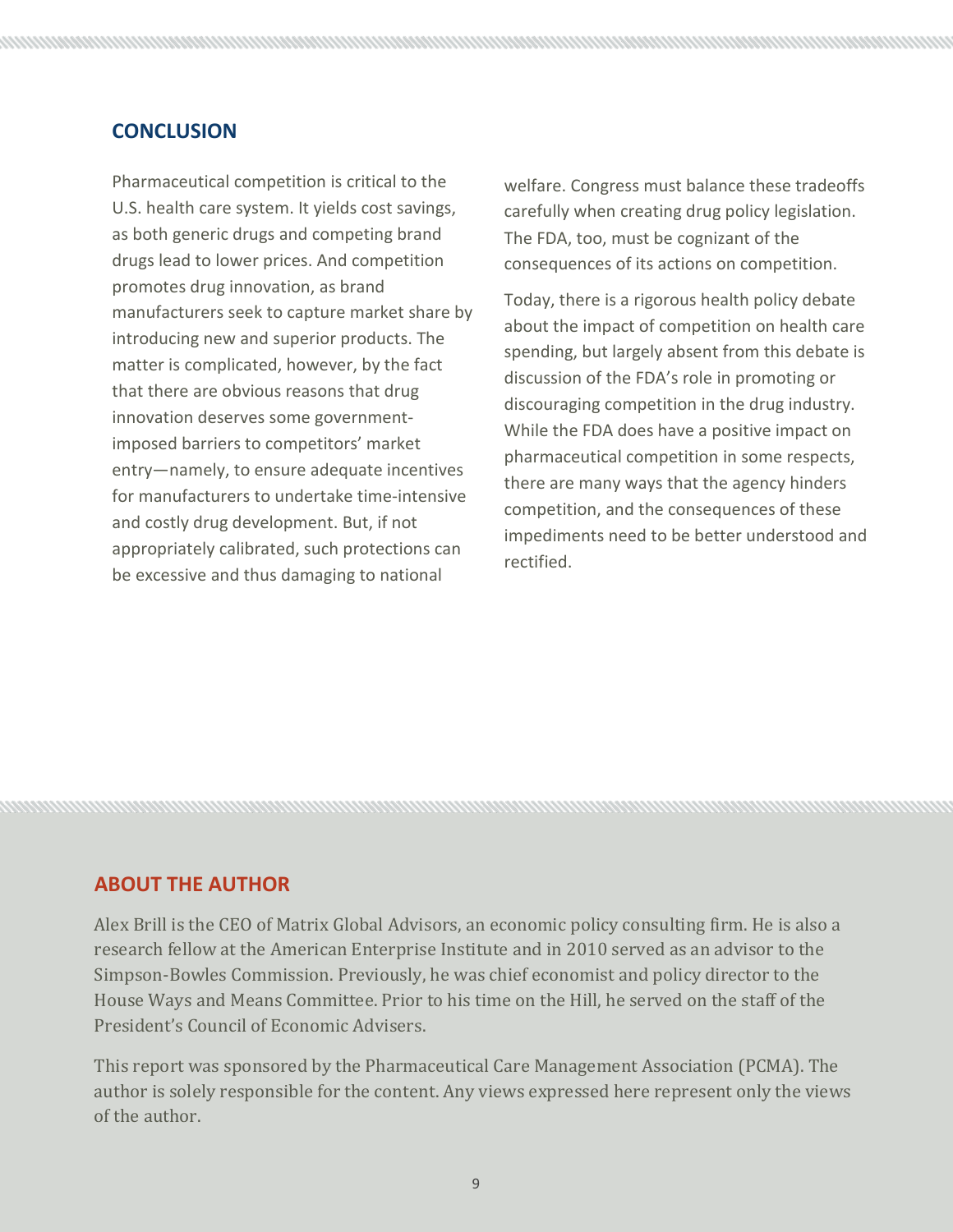## CONCLUSION

Pharmaceutical competition is critical to the U.S. health care system. It yields cost savings, as both generic drugs and competing brand drugs lead to lower prices. And competition promotes drug innovation, as brand manufacturers seek to capture market share by introducing new and superior products. The matter is complicated, however, by the fact that there are obvious reasons that drug innovation deserves some government-imposed barriers to competitors' market entry—namely, to ensure adequate incentives for manufacturers to undertake time-intensive and costly drug development. But, if not appropriately calibrated, such protections can be excessive and thus damaging to national welfare. Congress must balance these tradeoffs carefully when creating drug policy legislation. The FDA, too, must be cognizant of the consequences of its actions on competition.

Today, there is a rigorous health policy debate about the impact of competition on health care spending, but largely absent from this debate is discussion of the FDA's role in promoting or discouraging competition in the drug industry. While the FDA does have a positive impact on pharmaceutical competition in some respects, there are many ways that the agency hinders competition, and the consequences of these impediments need to be better understood and rectified.

## ABOUT THE AUTHOR

Alex Brill is the CEO of Matrix Global Advisors, an economic policy consulting firm. He is also a research fellow at the American Enterprise Institute and in 2010 served as an advisor to the Simpson-Bowles Commission. Previously, he was chief economist and policy director to the House Ways and Means Committee. Prior to his time on the Hill, he served on the staff of the President's Council of Economic Advisers.

This report was sponsored by the Pharmaceutical Care Management Association (PCMA). The author is solely responsible for the content. Any views expressed here represent only the views of the author.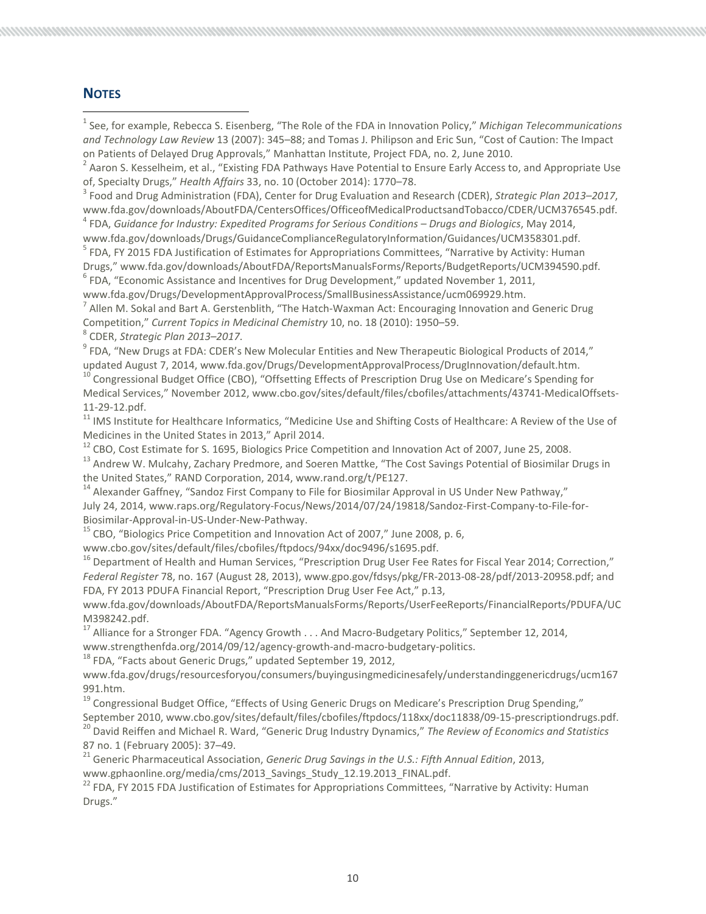## NOTES

[1] See, for example, Rebecca S. Eisenberg, "The Role of the FDA in Innovation Policy," *Michigan Telecommunications and Technology Law Review* 13 (2007): 345–88; and Tomas J. Philipson and Eric Sun, "Cost of Caution: The Impact on Patients of Delayed Drug Approvals," Manhattan Institute, Project FDA, no. 2, June 2010.

[2] Aaron S. Kesselheim, et al., "Existing FDA Pathways Have Potential to Ensure Early Access to, and Appropriate Use of, Specialty Drugs," *Health Affairs* 33, no. 10 (October 2014): 1770–78.

[3] Food and Drug Administration (FDA), Center for Drug Evaluation and Research (CDER), *Strategic Plan 2013–2017*, www.fda.gov/downloads/AboutFDA/CentersOffices/OfficeofMedicalProductsandTobacco/CDER/UCM376545.pdf.

[4] FDA, *Guidance for Industry: Expedited Programs for Serious Conditions – Drugs and Biologics*, May 2014, www.fda.gov/downloads/Drugs/GuidanceComplianceRegulatoryInformation/Guidances/UCM358301.pdf.

[5] FDA, FY 2015 FDA Justification of Estimates for Appropriations Committees, "Narrative by Activity: Human Drugs," www.fda.gov/downloads/AboutFDA/ReportsManualsForms/Reports/BudgetReports/UCM394590.pdf.

[6] FDA, "Economic Assistance and Incentives for Drug Development," updated November 1, 2011, www.fda.gov/Drugs/DevelopmentApprovalProcess/SmallBusinessAssistance/ucm069929.htm.

[7] Allen M. Sokal and Bart A. Gerstenblith, "The Hatch-Waxman Act: Encouraging Innovation and Generic Drug Competition," *Current Topics in Medicinal Chemistry* 10, no. 18 (2010): 1950–59.

[8] CDER, *Strategic Plan 2013–2017*.

[9] FDA, "New Drugs at FDA: CDER's New Molecular Entities and New Therapeutic Biological Products of 2014," updated August 7, 2014, www.fda.gov/Drugs/DevelopmentApprovalProcess/DrugInnovation/default.htm.

[10] Congressional Budget Office (CBO), "Offsetting Effects of Prescription Drug Use on Medicare's Spending for Medical Services," November 2012, www.cbo.gov/sites/default/files/cbofiles/attachments/43741-MedicalOffsets-11-29-12.pdf.

[11] IMS Institute for Healthcare Informatics, "Medicine Use and Shifting Costs of Healthcare: A Review of the Use of Medicines in the United States in 2013," April 2014.

[12] CBO, Cost Estimate for S. 1695, Biologics Price Competition and Innovation Act of 2007, June 25, 2008.

[13] Andrew W. Mulcahy, Zachary Predmore, and Soeren Mattke, "The Cost Savings Potential of Biosimilar Drugs in the United States," RAND Corporation, 2014, www.rand.org/t/PE127.

[14] Alexander Gaffney, "Sandoz First Company to File for Biosimilar Approval in US Under New Pathway," July 24, 2014, www.raps.org/Regulatory-Focus/News/2014/07/24/19818/Sandoz-First-Company-to-File-for-Biosimilar-Approval-in-US-Under-New-Pathway.

[15] CBO, "Biologics Price Competition and Innovation Act of 2007," June 2008, p. 6, www.cbo.gov/sites/default/files/cbofiles/ftpdocs/94xx/doc9496/s1695.pdf.

[16] Department of Health and Human Services, "Prescription Drug User Fee Rates for Fiscal Year 2014; Correction," *Federal Register* 78, no. 167 (August 28, 2013), www.gpo.gov/fdsys/pkg/FR-2013-08-28/pdf/2013-20958.pdf; and FDA, FY 2013 PDUFA Financial Report, "Prescription Drug User Fee Act," p.13, www.fda.gov/downloads/AboutFDA/ReportsManualsForms/Reports/UserFeeReports/FinancialReports/PDUFA/UCM398242.pdf.

[17] Alliance for a Stronger FDA. "Agency Growth . . . And Macro-Budgetary Politics," September 12, 2014, www.strengthenfda.org/2014/09/12/agency-growth-and-macro-budgetary-politics.

[18] FDA, "Facts about Generic Drugs," updated September 19, 2012, www.fda.gov/drugs/resourcesforyou/consumers/buyingusingmedicinesafely/understandinggenericdrugs/ucm167991.htm.

[19] Congressional Budget Office, "Effects of Using Generic Drugs on Medicare's Prescription Drug Spending," September 2010, www.cbo.gov/sites/default/files/cbofiles/ftpdocs/118xx/doc11838/09-15-prescriptiondrugs.pdf.

[20] David Reiffen and Michael R. Ward, "Generic Drug Industry Dynamics," *The Review of Economics and Statistics* 87 no. 1 (February 2005): 37–49.

[21] Generic Pharmaceutical Association, *Generic Drug Savings in the U.S.: Fifth Annual Edition*, 2013, www.gphaonline.org/media/cms/2013_Savings_Study_12.19.2013_FINAL.pdf.

[22] FDA, FY 2015 FDA Justification of Estimates for Appropriations Committees, "Narrative by Activity: Human Drugs."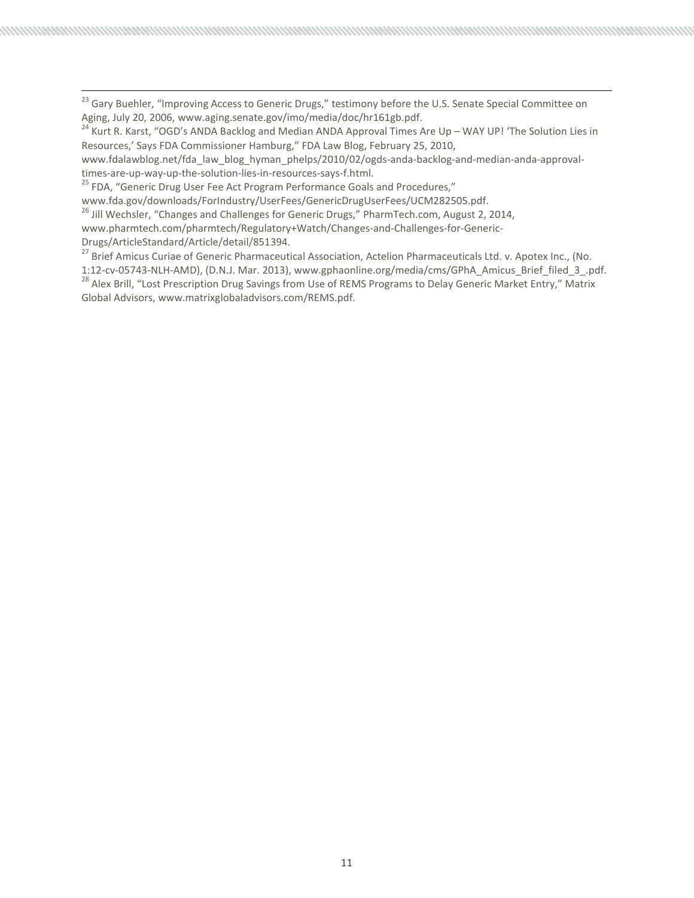[23] Gary Buehler, "Improving Access to Generic Drugs," testimony before the U.S. Senate Special Committee on Aging, July 20, 2006, www.aging.senate.gov/imo/media/doc/hr161gb.pdf.

[24] Kurt R. Karst, "OGD's ANDA Backlog and Median ANDA Approval Times Are Up – WAY UP! 'The Solution Lies in Resources,' Says FDA Commissioner Hamburg," FDA Law Blog, February 25, 2010, www.fdalawblog.net/fda_law_blog_hyman_phelps/2010/02/ogds-anda-backlog-and-median-anda-approval-times-are-up-way-up-the-solution-lies-in-resources-says-f.html.

[25] FDA, "Generic Drug User Fee Act Program Performance Goals and Procedures," www.fda.gov/downloads/ForIndustry/UserFees/GenericDrugUserFees/UCM282505.pdf.

[26] Jill Wechsler, "Changes and Challenges for Generic Drugs," PharmTech.com, August 2, 2014, www.pharmtech.com/pharmtech/Regulatory+Watch/Changes-and-Challenges-for-Generic-Drugs/ArticleStandard/Article/detail/851394.

[27] Brief Amicus Curiae of Generic Pharmaceutical Association, Actelion Pharmaceuticals Ltd. v. Apotex Inc., (No. 1:12-cv-05743-NLH-AMD), (D.N.J. Mar. 2013), www.gphaonline.org/media/cms/GPhA_Amicus_Brief_filed_3_.pdf.

[28] Alex Brill, "Lost Prescription Drug Savings from Use of REMS Programs to Delay Generic Market Entry," Matrix Global Advisors, www.matrixglobaladvisors.com/REMS.pdf.